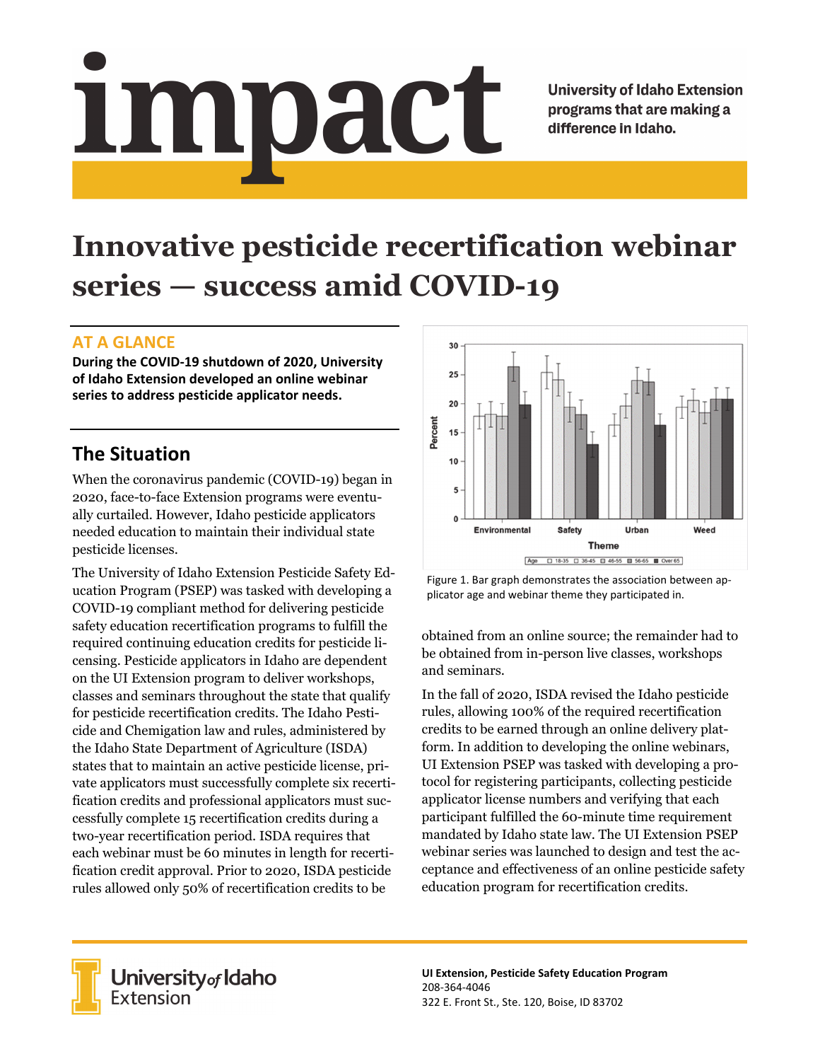# impact

University of Idaho Extension programs that are making a difference in Idaho.

# Innovative pesticide recertification webinar series — success amid COVID-19

## AT A GLANCE

**During the COVID-19 shutdown of 2020, University of Idaho Extension developed an online webinar series to address pesticide applicator needs.**

## The Situation

When the coronavirus pandemic (COVID-19) began in 2020, face-to-face Extension programs were eventually curtailed. However, Idaho pesticide applicators needed education to maintain their individual state pesticide licenses.

The University of Idaho Extension Pesticide Safety Education Program (PSEP) was tasked with developing a COVID-19 compliant method for delivering pesticide safety education recertification programs to fulfill the required continuing education credits for pesticide licensing. Pesticide applicators in Idaho are dependent on the UI Extension program to deliver workshops, classes and seminars throughout the state that qualify for pesticide recertification credits. The Idaho Pesticide and Chemigation law and rules, administered by the Idaho State Department of Agriculture (ISDA) states that to maintain an active pesticide license, private applicators must successfully complete six recertification credits and professional applicators must successfully complete 15 recertification credits during a two-year recertification period. ISDA requires that each webinar must be 60 minutes in length for recertification credit approval. Prior to 2020, ISDA pesticide rules allowed only 50% of recertification credits to be obtained from an online source; the remainder had to be obtained from in-person live classes, workshops and seminars.

Figure 1. Bar graph demonstrates the association between applicator age and webinar theme they participated in.

In the fall of 2020, ISDA revised the Idaho pesticide rules, allowing 100% of the required recertification credits to be earned through an online delivery platform. In addition to developing the online webinars, UI Extension PSEP was tasked with developing a protocol for registering participants, collecting pesticide applicator license numbers and verifying that each participant fulfilled the 60-minute time requirement mandated by Idaho state law. The UI Extension PSEP webinar series was launched to design and test the acceptance and effectiveness of an online pesticide safety education program for recertification credits.

UI Extension, Pesticide Safety Education Program
208-364-4046
322 E. Front St., Ste. 120, Boise, ID 83702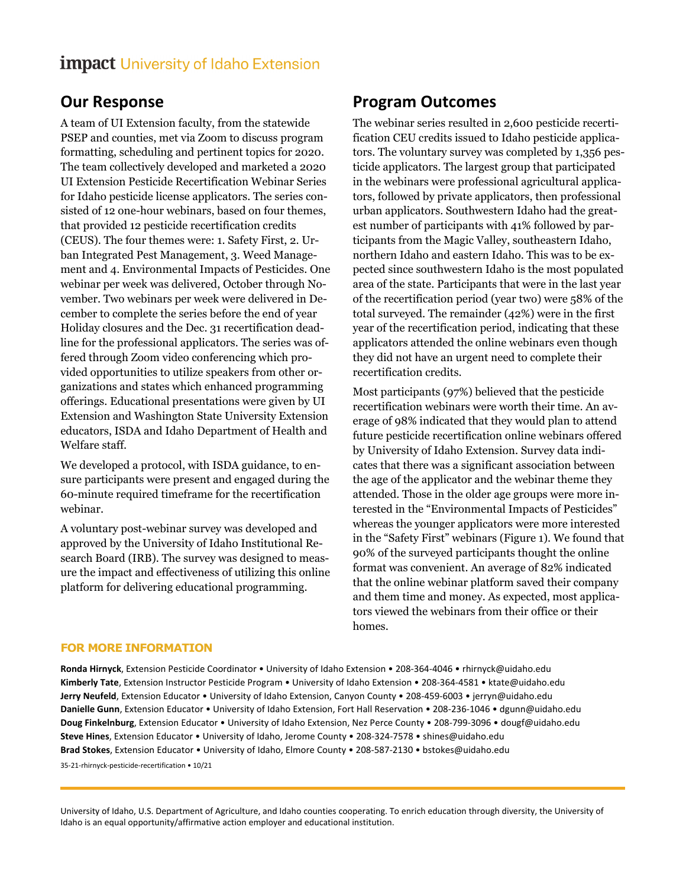## Our Response

A team of UI Extension faculty, from the statewide PSEP and counties, met via Zoom to discuss program formatting, scheduling and pertinent topics for 2020. The team collectively developed and marketed a 2020 UI Extension Pesticide Recertification Webinar Series for Idaho pesticide license applicators. The series consisted of 12 one-hour webinars, based on four themes, that provided 12 pesticide recertification credits (CEUS). The four themes were: 1. Safety First, 2. Urban Integrated Pest Management, 3. Weed Management and 4. Environmental Impacts of Pesticides. One webinar per week was delivered, October through November. Two webinars per week were delivered in December to complete the series before the end of year Holiday closures and the Dec. 31 recertification deadline for the professional applicators. The series was offered through Zoom video conferencing which provided opportunities to utilize speakers from other organizations and states which enhanced programming offerings. Educational presentations were given by UI Extension and Washington State University Extension educators, ISDA and Idaho Department of Health and Welfare staff.

We developed a protocol, with ISDA guidance, to ensure participants were present and engaged during the 60-minute required timeframe for the recertification webinar.

A voluntary post-webinar survey was developed and approved by the University of Idaho Institutional Research Board (IRB). The survey was designed to measure the impact and effectiveness of utilizing this online platform for delivering educational programming.

## Program Outcomes

The webinar series resulted in 2,600 pesticide recertification CEU credits issued to Idaho pesticide applicators. The voluntary survey was completed by 1,356 pesticide applicators. The largest group that participated in the webinars were professional agricultural applicators, followed by private applicators, then professional urban applicators. Southwestern Idaho had the greatest number of participants with 41% followed by participants from the Magic Valley, southeastern Idaho, northern Idaho and eastern Idaho. This was to be expected since southwestern Idaho is the most populated area of the state. Participants that were in the last year of the recertification period (year two) were 58% of the total surveyed. The remainder (42%) were in the first year of the recertification period, indicating that these applicators attended the online webinars even though they did not have an urgent need to complete their recertification credits.

Most participants (97%) believed that the pesticide recertification webinars were worth their time. An average of 98% indicated that they would plan to attend future pesticide recertification online webinars offered by University of Idaho Extension. Survey data indicates that there was a significant association between the age of the applicator and the webinar theme they attended. Those in the older age groups were more interested in the "Environmental Impacts of Pesticides" whereas the younger applicators were more interested in the "Safety First" webinars (Figure 1). We found that 90% of the surveyed participants thought the online format was convenient. An average of 82% indicated that the online webinar platform saved their company and them time and money. As expected, most applicators viewed the webinars from their office or their homes.

### FOR MORE INFORMATION

**Ronda Hirnyck**, Extension Pesticide Coordinator • University of Idaho Extension • 208-364-4046 • rhirnyck@uidaho.edu
**Kimberly Tate**, Extension Instructor Pesticide Program • University of Idaho Extension • 208-364-4581 • ktate@uidaho.edu
**Jerry Neufeld**, Extension Educator • University of Idaho Extension, Canyon County • 208-459-6003 • jerryn@uidaho.edu
**Danielle Gunn**, Extension Educator • University of Idaho Extension, Fort Hall Reservation • 208-236-1046 • dgunn@uidaho.edu
**Doug Finkelnburg**, Extension Educator • University of Idaho Extension, Nez Perce County • 208-799-3096 • dougf@uidaho.edu
**Steve Hines**, Extension Educator • University of Idaho, Jerome County • 208-324-7578 • shines@uidaho.edu
**Brad Stokes**, Extension Educator • University of Idaho, Elmore County • 208-587-2130 • bstokes@uidaho.edu

35-21-rhirnyck-pesticide-recertification • 10/21

University of Idaho, U.S. Department of Agriculture, and Idaho counties cooperating. To enrich education through diversity, the University of Idaho is an equal opportunity/affirmative action employer and educational institution.